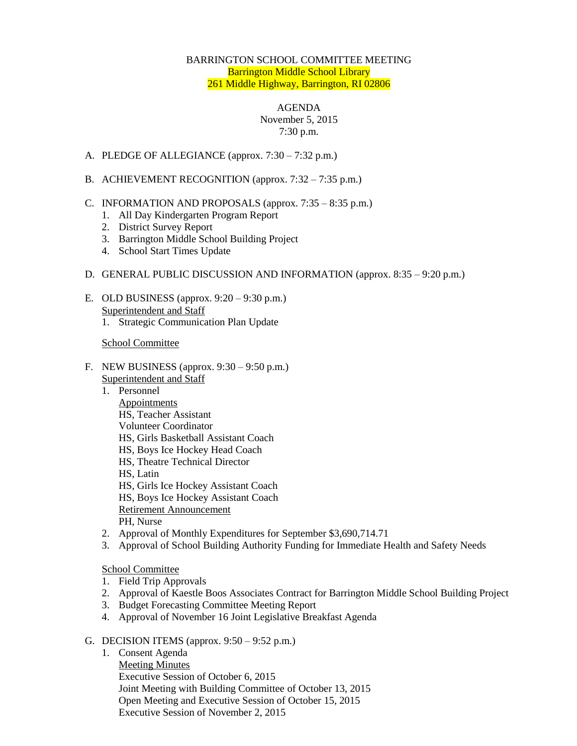BARRINGTON SCHOOL COMMITTEE MEETING
Barrington Middle School Library
261 Middle Highway, Barrington, RI 02806

AGENDA
November 5, 2015
7:30 p.m.

A. PLEDGE OF ALLEGIANCE (approx. 7:30 – 7:32 p.m.)

B. ACHIEVEMENT RECOGNITION (approx. 7:32 – 7:35 p.m.)

C. INFORMATION AND PROPOSALS (approx. 7:35 – 8:35 p.m.)
   1. All Day Kindergarten Program Report
   2. District Survey Report
   3. Barrington Middle School Building Project
   4. School Start Times Update

D. GENERAL PUBLIC DISCUSSION AND INFORMATION (approx. 8:35 – 9:20 p.m.)

E. OLD BUSINESS (approx. 9:20 – 9:30 p.m.)

   Superintendent and Staff
   1. Strategic Communication Plan Update

   School Committee

F. NEW BUSINESS (approx. 9:30 – 9:50 p.m.)

   Superintendent and Staff
   1. Personnel

      Appointments
      HS, Teacher Assistant
      Volunteer Coordinator
      HS, Girls Basketball Assistant Coach
      HS, Boys Ice Hockey Head Coach
      HS, Theatre Technical Director
      HS, Latin
      HS, Girls Ice Hockey Assistant Coach
      HS, Boys Ice Hockey Assistant Coach

      Retirement Announcement
      PH, Nurse
   2. Approval of Monthly Expenditures for September $3,690,714.71
   3. Approval of School Building Authority Funding for Immediate Health and Safety Needs

   School Committee
   1. Field Trip Approvals
   2. Approval of Kaestle Boos Associates Contract for Barrington Middle School Building Project
   3. Budget Forecasting Committee Meeting Report
   4. Approval of November 16 Joint Legislative Breakfast Agenda

G. DECISION ITEMS (approx. 9:50 – 9:52 p.m.)
   1. Consent Agenda

      Meeting Minutes
      Executive Session of October 6, 2015
      Joint Meeting with Building Committee of October 13, 2015
      Open Meeting and Executive Session of October 15, 2015
      Executive Session of November 2, 2015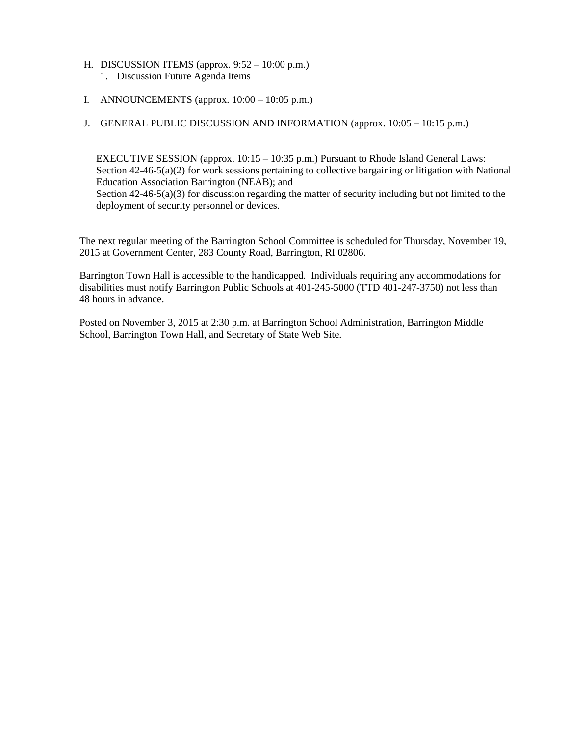H. DISCUSSION ITEMS (approx. 9:52 – 10:00 p.m.)
   1. Discussion Future Agenda Items

I. ANNOUNCEMENTS (approx. 10:00 – 10:05 p.m.)

J. GENERAL PUBLIC DISCUSSION AND INFORMATION (approx. 10:05 – 10:15 p.m.)

EXECUTIVE SESSION (approx. 10:15 – 10:35 p.m.) Pursuant to Rhode Island General Laws:
Section 42-46-5(a)(2) for work sessions pertaining to collective bargaining or litigation with National Education Association Barrington (NEAB); and
Section 42-46-5(a)(3) for discussion regarding the matter of security including but not limited to the deployment of security personnel or devices.

The next regular meeting of the Barrington School Committee is scheduled for Thursday, November 19, 2015 at Government Center, 283 County Road, Barrington, RI 02806.

Barrington Town Hall is accessible to the handicapped. Individuals requiring any accommodations for disabilities must notify Barrington Public Schools at 401-245-5000 (TTD 401-247-3750) not less than 48 hours in advance.

Posted on November 3, 2015 at 2:30 p.m. at Barrington School Administration, Barrington Middle School, Barrington Town Hall, and Secretary of State Web Site.